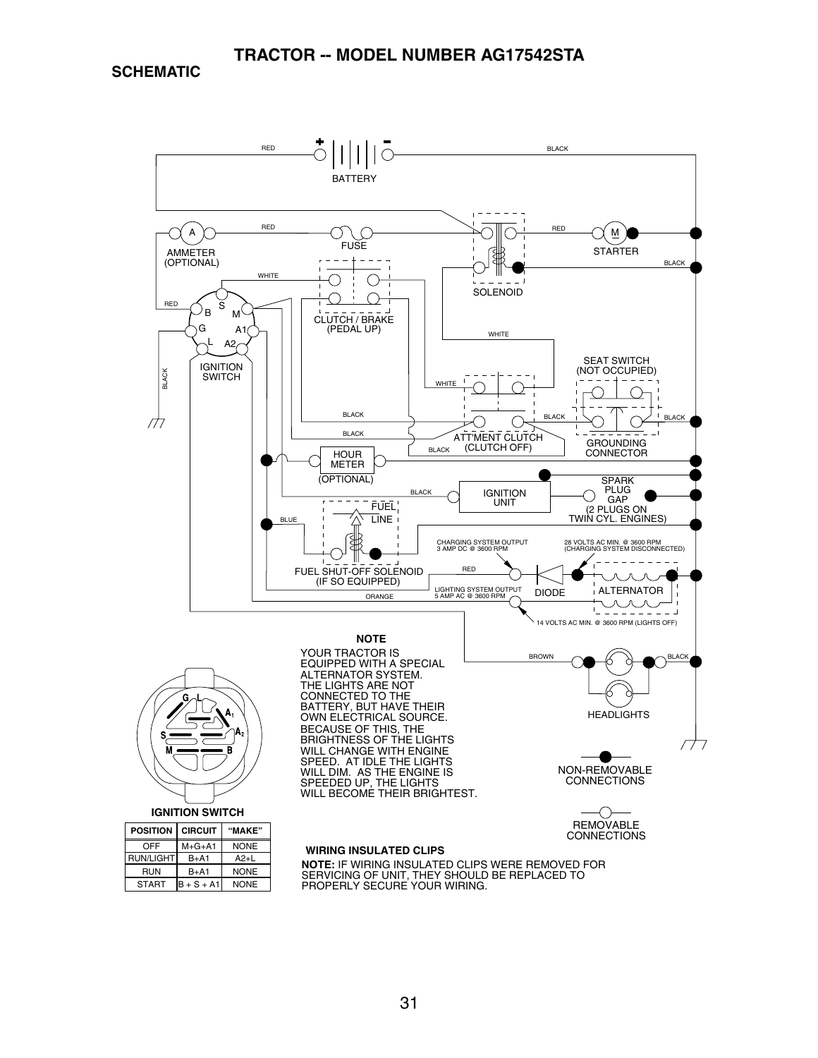# TRACTOR -- MODEL NUMBER AG17542STA

## SCHEMATIC

BATTERY

RED

BLACK

AMMETER (OPTIONAL)

FUSE

SOLENOID

STARTER

CLUTCH / BRAKE (PEDAL UP)

IGNITION SWITCH

SEAT SWITCH (NOT OCCUPIED)

ATT'MENT CLUTCH (CLUTCH OFF)

GROUNDING CONNECTOR

HOUR METER (OPTIONAL)

IGNITION UNIT

SPARK PLUG GAP (2 PLUGS ON TWIN CYL. ENGINES)

FUEL LINE

FUEL SHUT-OFF SOLENOID (IF SO EQUIPPED)

CHARGING SYSTEM OUTPUT 3 AMP DC @ 3600 RPM

28 VOLTS AC MIN. @ 3600 RPM (CHARGING SYSTEM DISCONNECTED)

LIGHTING SYSTEM OUTPUT 5 AMP AC @ 3600 RPM

DIODE

ALTERNATOR

14 VOLTS AC MIN. @ 3600 RPM (LIGHTS OFF)

HEADLIGHTS

NON-REMOVABLE CONNECTIONS

REMOVABLE CONNECTIONS

**NOTE**

YOUR TRACTOR IS EQUIPPED WITH A SPECIAL ALTERNATOR SYSTEM. THE LIGHTS ARE NOT CONNECTED TO THE BATTERY, BUT HAVE THEIR OWN ELECTRICAL SOURCE. BECAUSE OF THIS, THE BRIGHTNESS OF THE LIGHTS WILL CHANGE WITH ENGINE SPEED. AT IDLE THE LIGHTS WILL DIM. AS THE ENGINE IS SPEEDED UP, THE LIGHTS WILL BECOME THEIR BRIGHTEST.

**IGNITION SWITCH**

| POSITION | CIRCUIT | "MAKE" |
|---|---|---|
| OFF | M+G+A1 | NONE |
| RUN/LIGHT | B+A1 | A2+L |
| RUN | B+A1 | NONE |
| START | B + S + A1 | NONE |

**WIRING INSULATED CLIPS**

**NOTE:** IF WIRING INSULATED CLIPS WERE REMOVED FOR SERVICING OF UNIT, THEY SHOULD BE REPLACED TO PROPERLY SECURE YOUR WIRING.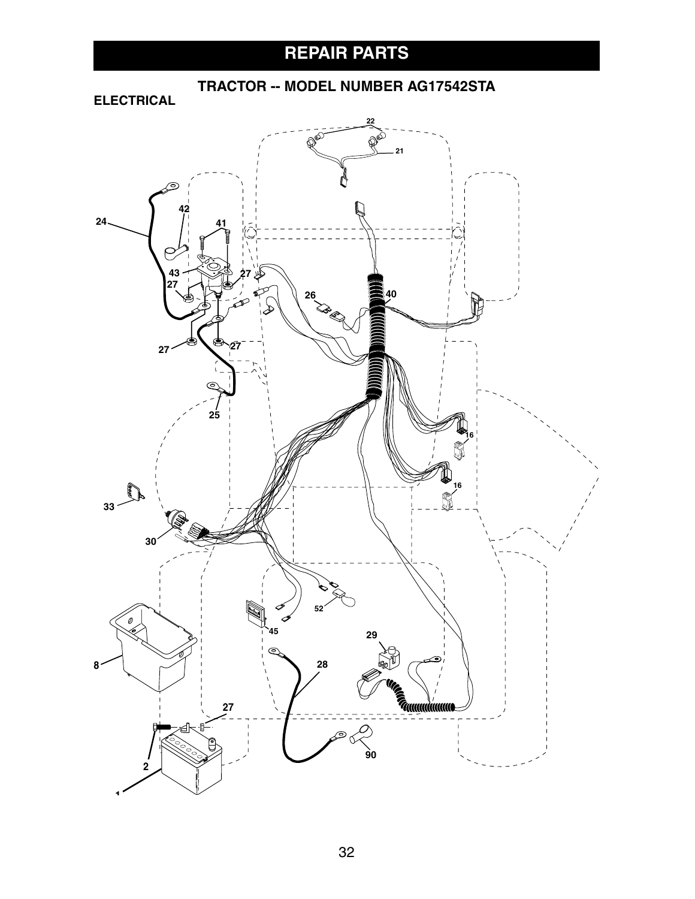# REPAIR PARTS

## TRACTOR -- MODEL NUMBER AG17542STA

### ELECTRICAL

22 21 42 24 41 43 27 27 26 40 27 27 25 16 16 33 30 52 45 29 8 28 27 90 2 1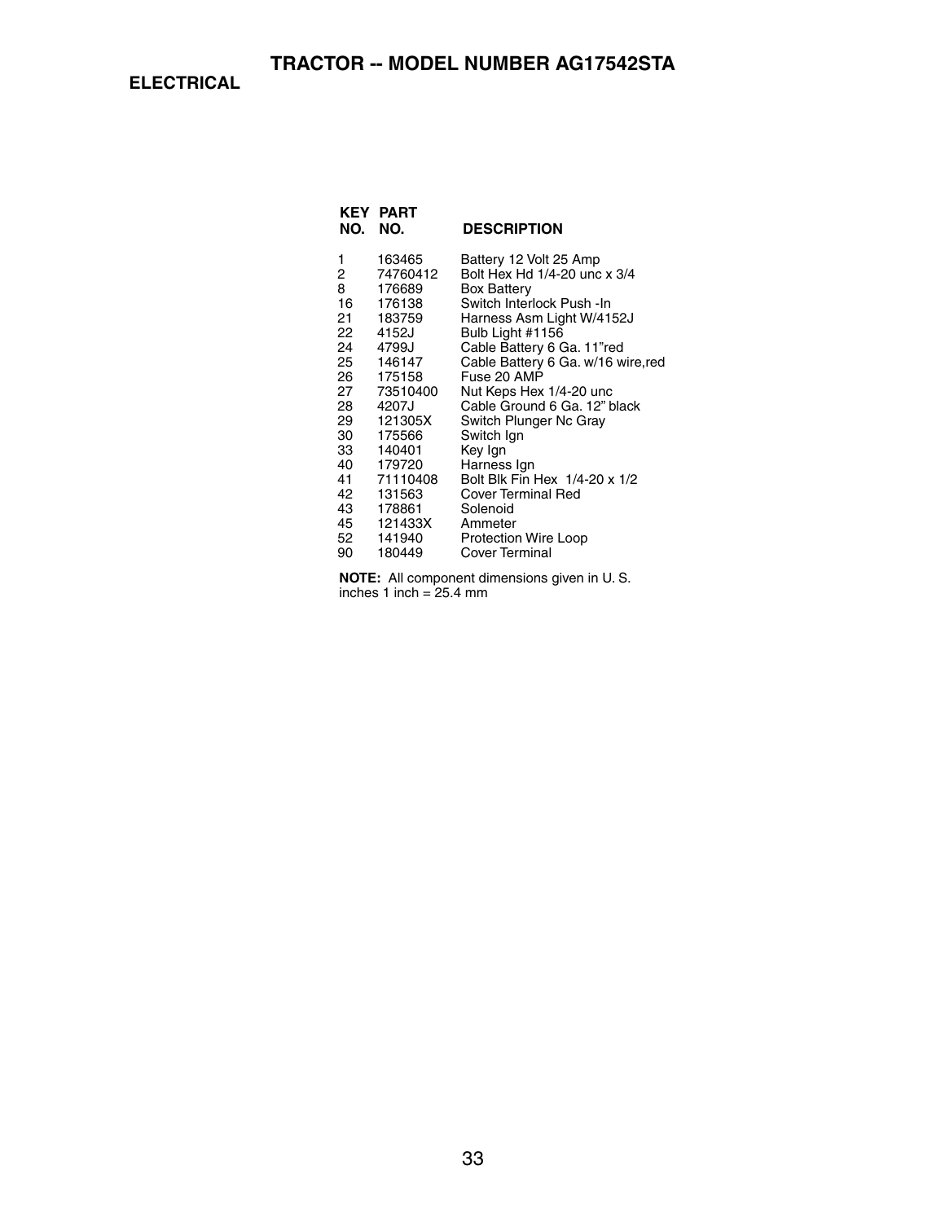# TRACTOR -- MODEL NUMBER AG17542STA

## ELECTRICAL

| KEY NO. | PART NO. | DESCRIPTION |
|---|---|---|
| 1 | 163465 | Battery 12 Volt 25 Amp |
| 2 | 74760412 | Bolt Hex Hd 1/4-20 unc x 3/4 |
| 8 | 176689 | Box Battery |
| 16 | 176138 | Switch Interlock Push -In |
| 21 | 183759 | Harness Asm Light W/4152J |
| 22 | 4152J | Bulb Light #1156 |
| 24 | 4799J | Cable Battery 6 Ga. 11"red |
| 25 | 146147 | Cable Battery 6 Ga. w/16 wire,red |
| 26 | 175158 | Fuse 20 AMP |
| 27 | 73510400 | Nut Keps Hex 1/4-20 unc |
| 28 | 4207J | Cable Ground 6 Ga. 12" black |
| 29 | 121305X | Switch Plunger Nc Gray |
| 30 | 175566 | Switch Ign |
| 33 | 140401 | Key Ign |
| 40 | 179720 | Harness Ign |
| 41 | 71110408 | Bolt Blk Fin Hex 1/4-20 x 1/2 |
| 42 | 131563 | Cover Terminal Red |
| 43 | 178861 | Solenoid |
| 45 | 121433X | Ammeter |
| 52 | 141940 | Protection Wire Loop |
| 90 | 180449 | Cover Terminal |

**NOTE:** All component dimensions given in U. S. inches 1 inch = 25.4 mm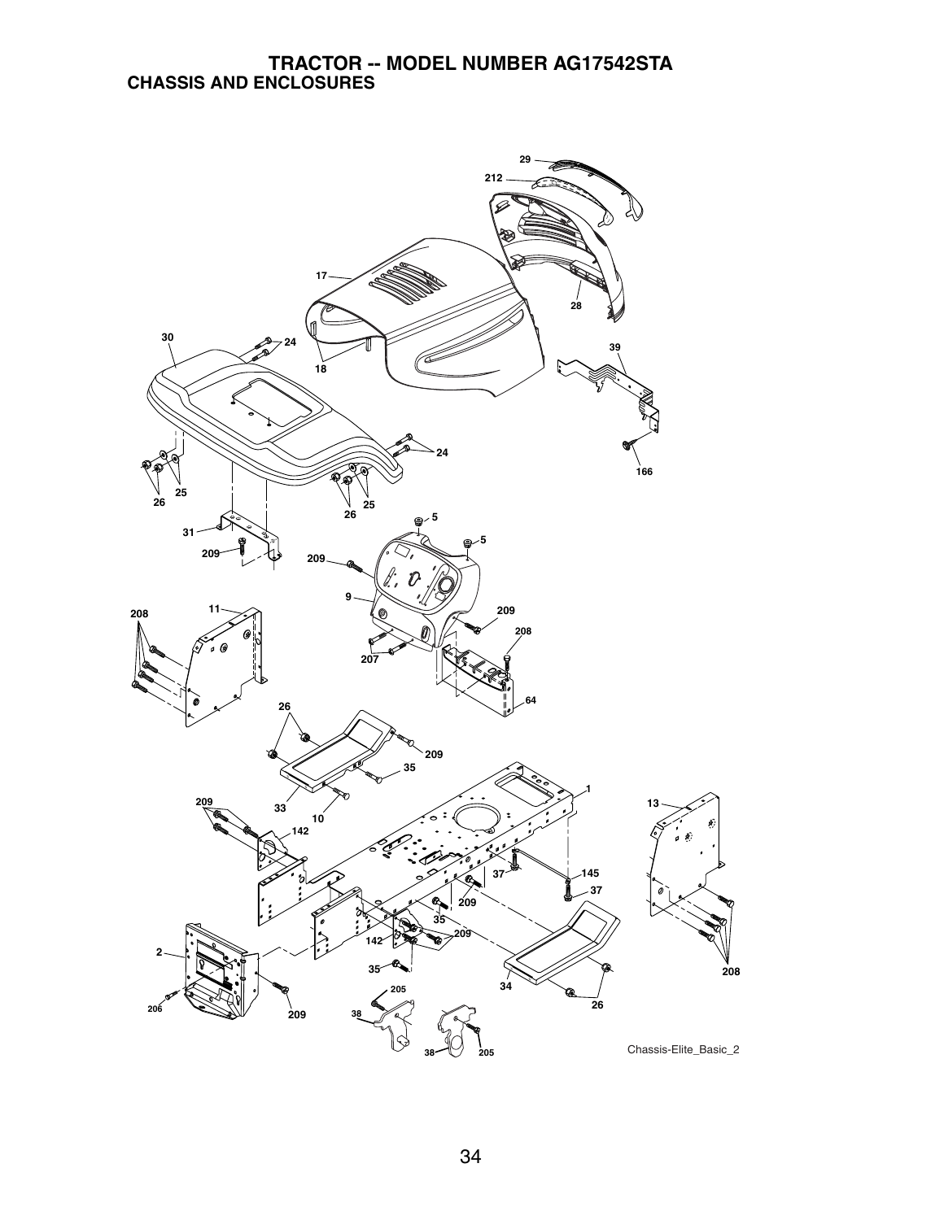# TRACTOR -- MODEL NUMBER AG17542STA

## CHASSIS AND ENCLOSURES

29
212
17
28
30
24
18
39
24
166
26
25
26
25
5
31
5
209
209
9
208
11
209
208
207
64
26
209
35
1
33
209
10
13
142
37
145
37
209
35
142
209
2
35
208
205
34
26
206
209
38
38
205

Chassis-Elite_Basic_2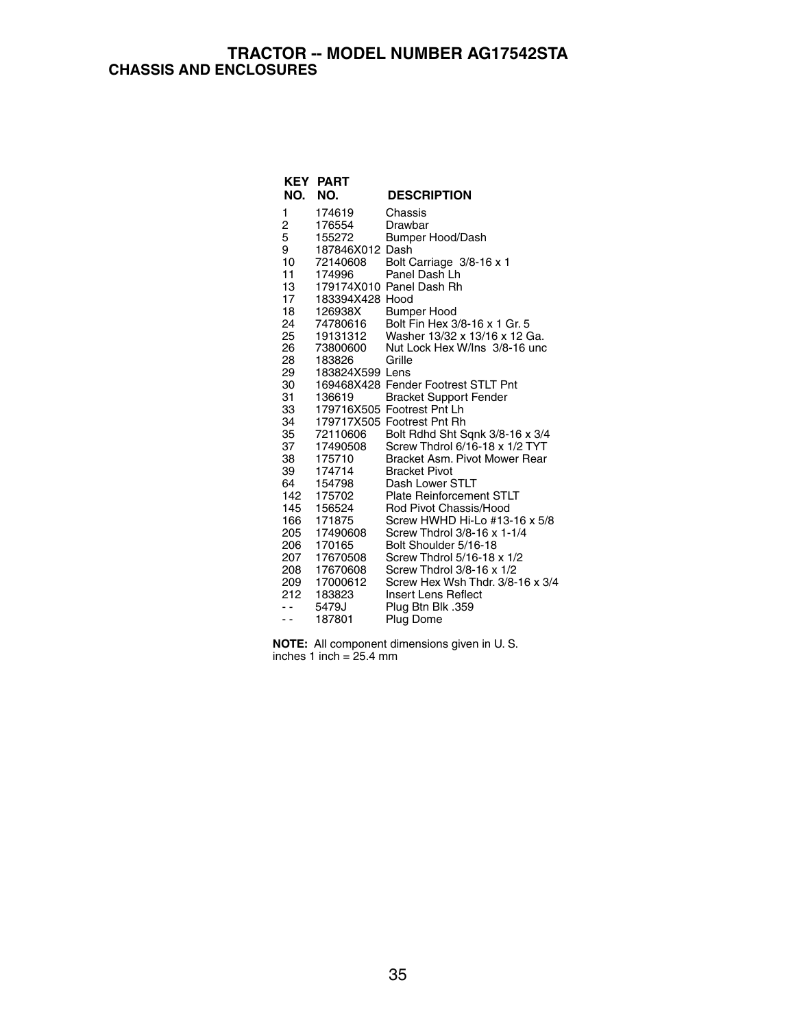# TRACTOR -- MODEL NUMBER AG17542STA

## CHASSIS AND ENCLOSURES

| KEY NO. | PART NO. | DESCRIPTION |
|---|---|---|
| 1 | 174619 | Chassis |
| 2 | 176554 | Drawbar |
| 5 | 155272 | Bumper Hood/Dash |
| 9 | 187846X012 | Dash |
| 10 | 72140608 | Bolt Carriage 3/8-16 x 1 |
| 11 | 174996 | Panel Dash Lh |
| 13 | 179174X010 | Panel Dash Rh |
| 17 | 183394X428 | Hood |
| 18 | 126938X | Bumper Hood |
| 24 | 74780616 | Bolt Fin Hex 3/8-16 x 1 Gr. 5 |
| 25 | 19131312 | Washer 13/32 x 13/16 x 12 Ga. |
| 26 | 73800600 | Nut Lock Hex W/Ins 3/8-16 unc |
| 28 | 183826 | Grille |
| 29 | 183824X599 | Lens |
| 30 | 169468X428 | Fender Footrest STLT Pnt |
| 31 | 136619 | Bracket Support Fender |
| 33 | 179716X505 | Footrest Pnt Lh |
| 34 | 179717X505 | Footrest Pnt Rh |
| 35 | 72110606 | Bolt Rdhd Sht Sqnk 3/8-16 x 3/4 |
| 37 | 17490508 | Screw Thdrol 6/16-18 x 1/2 TYT |
| 38 | 175710 | Bracket Asm. Pivot Mower Rear |
| 39 | 174714 | Bracket Pivot |
| 64 | 154798 | Dash Lower STLT |
| 142 | 175702 | Plate Reinforcement STLT |
| 145 | 156524 | Rod Pivot Chassis/Hood |
| 166 | 171875 | Screw HWHD Hi-Lo #13-16 x 5/8 |
| 205 | 17490608 | Screw Thdrol 3/8-16 x 1-1/4 |
| 206 | 170165 | Bolt Shoulder 5/16-18 |
| 207 | 17670508 | Screw Thdrol 5/16-18 x 1/2 |
| 208 | 17670608 | Screw Thdrol 3/8-16 x 1/2 |
| 209 | 17000612 | Screw Hex Wsh Thdr. 3/8-16 x 3/4 |
| 212 | 183823 | Insert Lens Reflect |
| - - | 5479J | Plug Btn Blk .359 |
| - - | 187801 | Plug Dome |

**NOTE:** All component dimensions given in U. S. inches 1 inch = 25.4 mm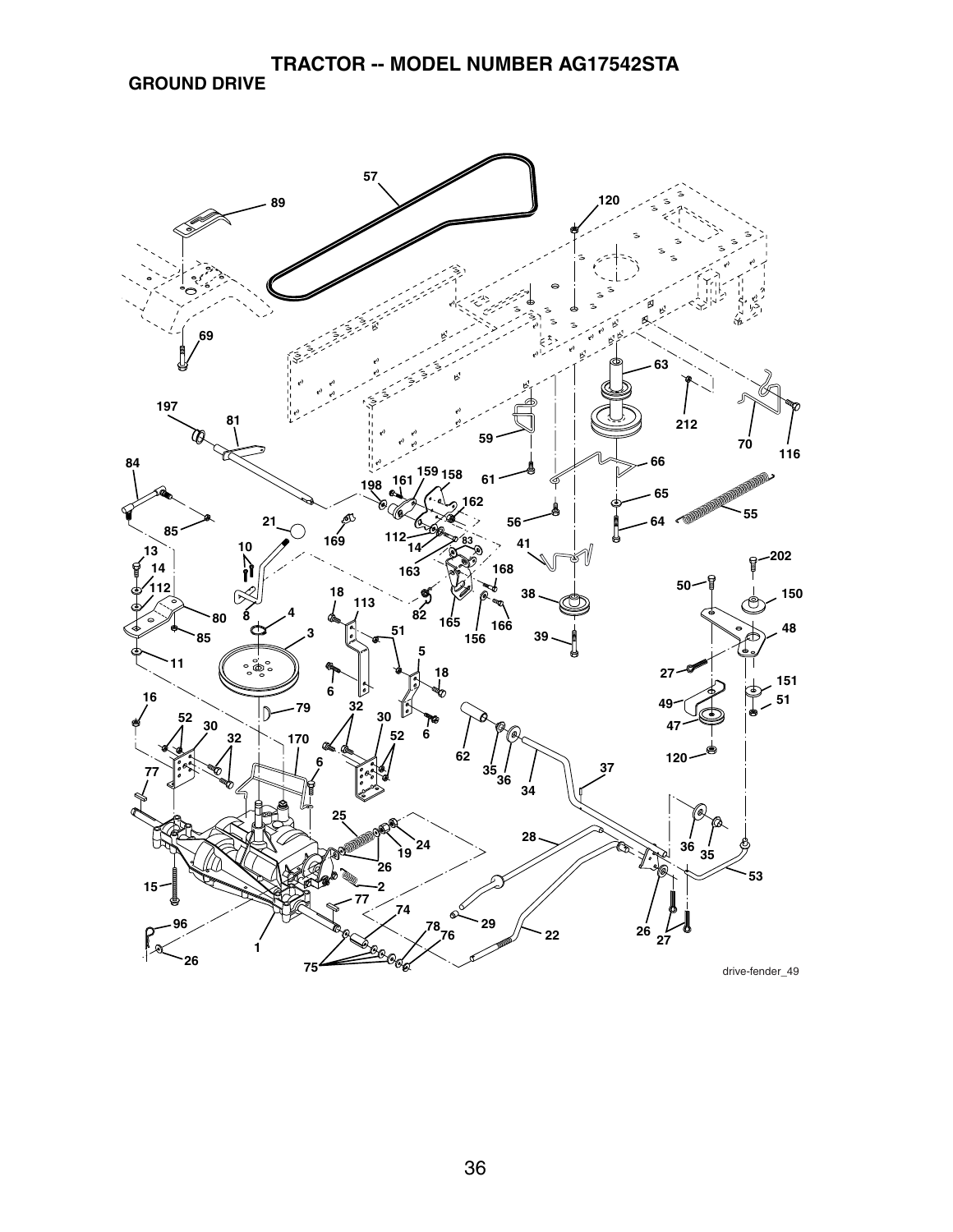# TRACTOR -- MODEL NUMBER AG17542STA

## GROUND DRIVE

drive-fender_49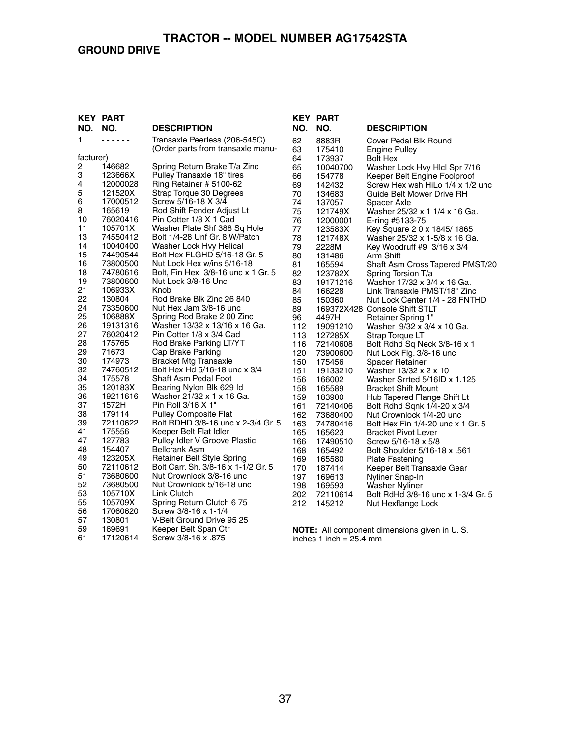# TRACTOR -- MODEL NUMBER AG17542STA

## GROUND DRIVE

| KEY NO. | PART NO. | DESCRIPTION |
|---|---|---|
| 1 | - - - - - - | Transaxle Peerless (206-545C) (Order parts from transaxle manufacturer) |
| 2 | 146682 | Spring Return Brake T/a Zinc |
| 3 | 123666X | Pulley Transaxle 18" tires |
| 4 | 12000028 | Ring Retainer # 5100-62 |
| 5 | 121520X | Strap Torque 30 Degrees |
| 6 | 17000512 | Screw 5/16-18 X 3/4 |
| 8 | 165619 | Rod Shift Fender Adjust Lt |
| 10 | 76020416 | Pin Cotter 1/8 X 1 Cad |
| 11 | 105701X | Washer Plate Shf 388 Sq Hole |
| 13 | 74550412 | Bolt 1/4-28 Unf Gr. 8 W/Patch |
| 14 | 10040400 | Washer Lock Hvy Helical |
| 15 | 74490544 | Bolt Hex FLGHD 5/16-18 Gr. 5 |
| 16 | 73800500 | Nut Lock Hex w/ins 5/16-18 |
| 18 | 74780616 | Bolt, Fin Hex 3/8-16 unc x 1 Gr. 5 |
| 19 | 73800600 | Nut Lock 3/8-16 Unc |
| 21 | 106933X | Knob |
| 22 | 130804 | Rod Brake Blk Zinc 26 840 |
| 24 | 73350600 | Nut Hex Jam 3/8-16 unc |
| 25 | 106888X | Spring Rod Brake 2 00 Zinc |
| 26 | 19131316 | Washer 13/32 x 13/16 x 16 Ga. |
| 27 | 76020412 | Pin Cotter 1/8 x 3/4 Cad |
| 28 | 175765 | Rod Brake Parking LT/YT |
| 29 | 71673 | Cap Brake Parking |
| 30 | 174973 | Bracket Mtg Transaxle |
| 32 | 74760512 | Bolt Hex Hd 5/16-18 unc x 3/4 |
| 34 | 175578 | Shaft Asm Pedal Foot |
| 35 | 120183X | Bearing Nylon Blk 629 Id |
| 36 | 19211616 | Washer 21/32 x 1 x 16 Ga. |
| 37 | 1572H | Pin Roll 3/16 X 1" |
| 38 | 179114 | Pulley Composite Flat |
| 39 | 72110622 | Bolt RDHD 3/8-16 unc x 2-3/4 Gr. 5 |
| 41 | 175556 | Keeper Belt Flat Idler |
| 47 | 127783 | Pulley Idler V Groove Plastic |
| 48 | 154407 | Bellcrank Asm |
| 49 | 123205X | Retainer Belt Style Spring |
| 50 | 72110612 | Bolt Carr. Sh. 3/8-16 x 1-1/2 Gr. 5 |
| 51 | 73680600 | Nut Crownlock 3/8-16 unc |
| 52 | 73680500 | Nut Crownlock 5/16-18 unc |
| 53 | 105710X | Link Clutch |
| 55 | 105709X | Spring Return Clutch 6 75 |
| 56 | 17060620 | Screw 3/8-16 x 1-1/4 |
| 57 | 130801 | V-Belt Ground Drive 95 25 |
| 59 | 169691 | Keeper Belt Span Ctr |
| 61 | 17120614 | Screw 3/8-16 x .875 |
| 62 | 8883R | Cover Pedal Blk Round |
| 63 | 175410 | Engine Pulley |
| 64 | 173937 | Bolt Hex |
| 65 | 10040700 | Washer Lock Hvy Hlcl Spr 7/16 |
| 66 | 154778 | Keeper Belt Engine Foolproof |
| 69 | 142432 | Screw Hex wsh HiLo 1/4 x 1/2 unc |
| 70 | 134683 | Guide Belt Mower Drive RH |
| 74 | 137057 | Spacer Axle |
| 75 | 121749X | Washer 25/32 x 1 1/4 x 16 Ga. |
| 76 | 12000001 | E-ring #5133-75 |
| 77 | 123583X | Key Square 2 0 x 1845/ 1865 |
| 78 | 121748X | Washer 25/32 x 1-5/8 x 16 Ga. |
| 79 | 2228M | Key Woodruff #9 3/16 x 3/4 |
| 80 | 131486 | Arm Shift |
| 81 | 165594 | Shaft Asm Cross Tapered PMST/20 |
| 82 | 123782X | Spring Torsion T/a |
| 83 | 19171216 | Washer 17/32 x 3/4 x 16 Ga. |
| 84 | 166228 | Link Transaxle PMST/18" Zinc |
| 85 | 150360 | Nut Lock Center 1/4 - 28 FNTHD |
| 89 | 169372X428 | Console Shift STLT |
| 96 | 4497H | Retainer Spring 1" |
| 112 | 19091210 | Washer 9/32 x 3/4 x 10 Ga. |
| 113 | 127285X | Strap Torque LT |
| 116 | 72140608 | Bolt Rdhd Sq Neck 3/8-16 x 1 |
| 120 | 73900600 | Nut Lock Flg. 3/8-16 unc |
| 150 | 175456 | Spacer Retainer |
| 151 | 19133210 | Washer 13/32 x 2 x 10 |
| 156 | 166002 | Washer Srrted 5/16ID x 1.125 |
| 158 | 165589 | Bracket Shift Mount |
| 159 | 183900 | Hub Tapered Flange Shift Lt |
| 161 | 72140406 | Bolt Rdhd Sqnk 1/4-20 x 3/4 |
| 162 | 73680400 | Nut Crownlock 1/4-20 unc |
| 163 | 74780416 | Bolt Hex Fin 1/4-20 unc x 1 Gr. 5 |
| 165 | 165623 | Bracket Pivot Lever |
| 166 | 17490510 | Screw 5/16-18 x 5/8 |
| 168 | 165492 | Bolt Shoulder 5/16-18 x .561 |
| 169 | 165580 | Plate Fastening |
| 170 | 187414 | Keeper Belt Transaxle Gear |
| 197 | 169613 | Nyliner Snap-In |
| 198 | 169593 | Washer Nyliner |
| 202 | 72110614 | Bolt RdHd 3/8-16 unc x 1-3/4 Gr. 5 |
| 212 | 145212 | Nut Hexflange Lock |

**NOTE:** All component dimensions given in U. S. inches 1 inch = 25.4 mm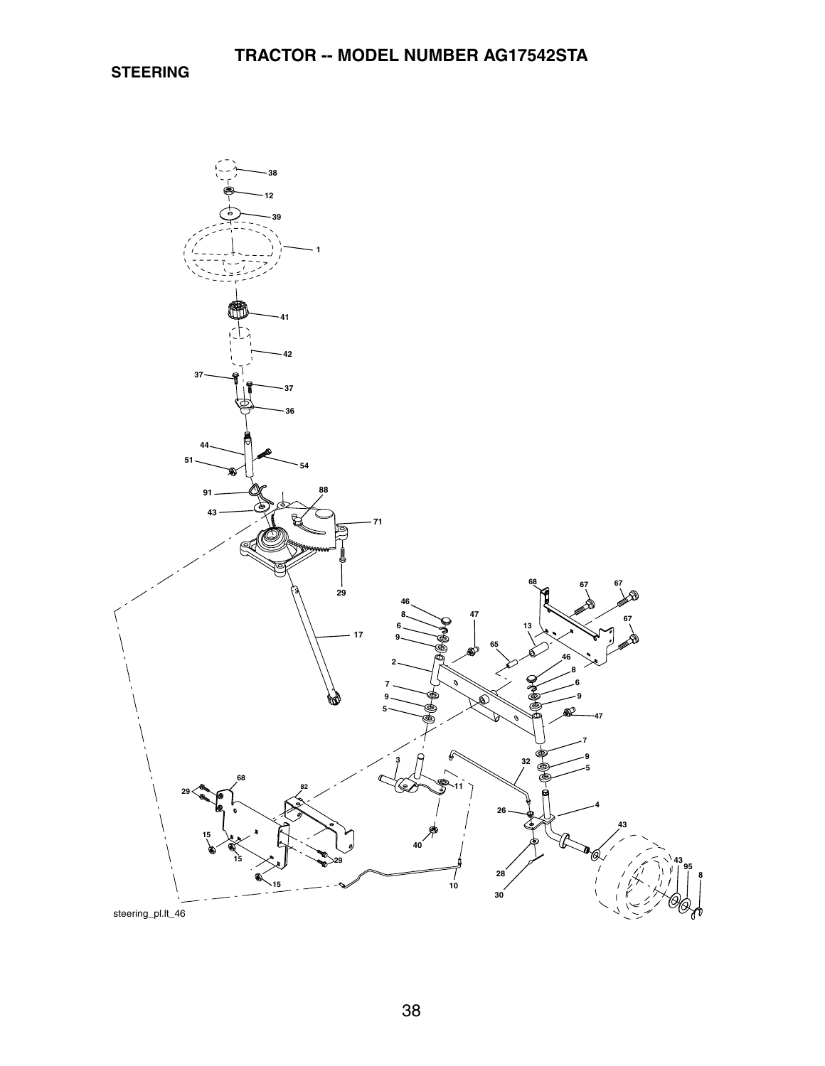# TRACTOR -- MODEL NUMBER AG17542STA

## STEERING

38
12
39
1
41
42
37
37
36
44
51
54
91
88
43
71
29
17
68
67
67
46
47
8
67
6
13
9
65
2
46
8
7
6
9
9
5
47
7
3
32
9
68
82
11
5
29
4
26
43
15
40
15
29
43
95
8
28
10
15
30

steering_pl.lt_46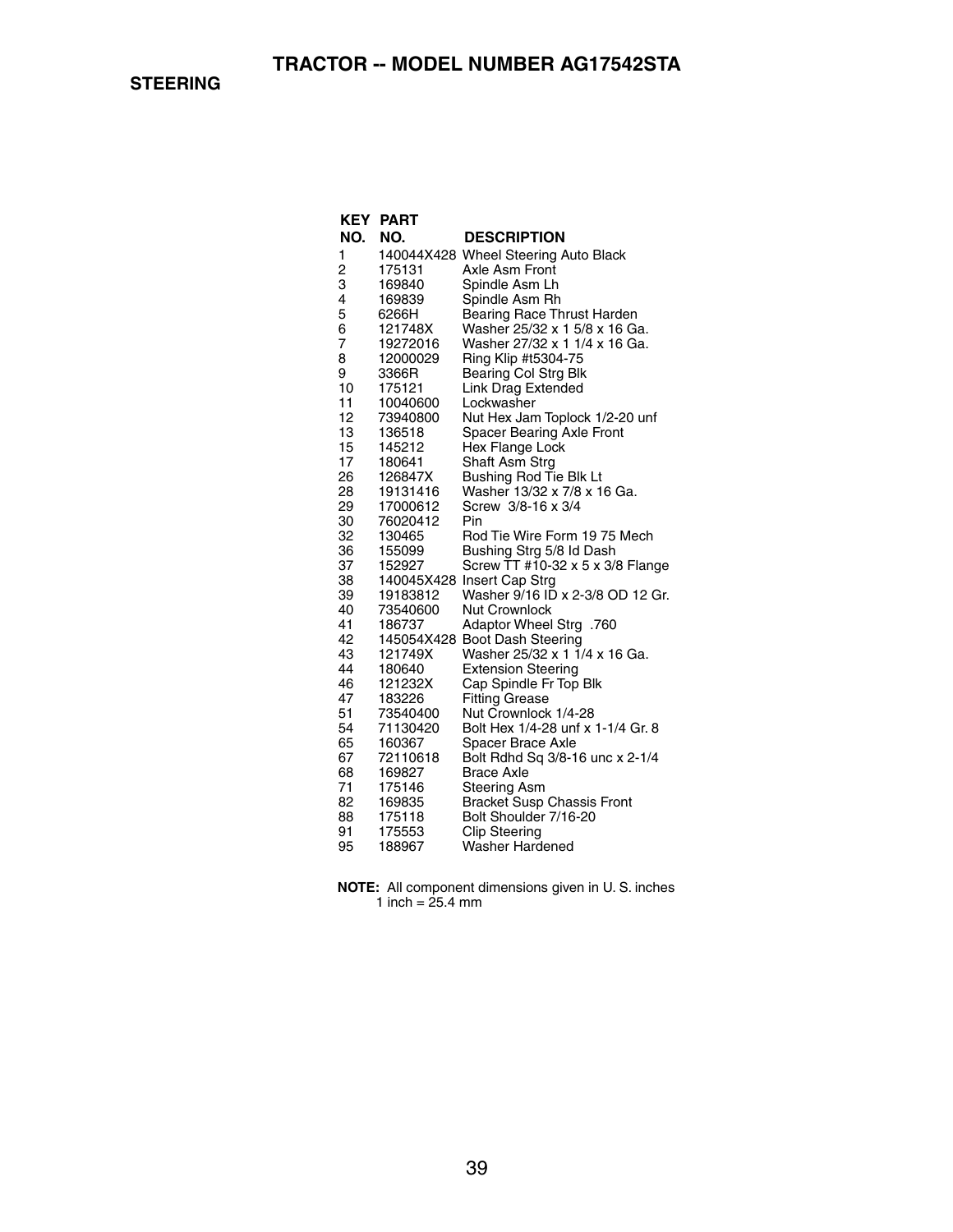# TRACTOR -- MODEL NUMBER AG17542STA

## STEERING

| KEY NO. | PART NO. | DESCRIPTION |
|---|---|---|
| 1 | 140044X428 | Wheel Steering Auto Black |
| 2 | 175131 | Axle Asm Front |
| 3 | 169840 | Spindle Asm Lh |
| 4 | 169839 | Spindle Asm Rh |
| 5 | 6266H | Bearing Race Thrust Harden |
| 6 | 121748X | Washer 25/32 x 1 5/8 x 16 Ga. |
| 7 | 19272016 | Washer 27/32 x 1 1/4 x 16 Ga. |
| 8 | 12000029 | Ring Klip #t5304-75 |
| 9 | 3366R | Bearing Col Strg Blk |
| 10 | 175121 | Link Drag Extended |
| 11 | 10040600 | Lockwasher |
| 12 | 73940800 | Nut Hex Jam Toplock 1/2-20 unf |
| 13 | 136518 | Spacer Bearing Axle Front |
| 15 | 145212 | Hex Flange Lock |
| 17 | 180641 | Shaft Asm Strg |
| 26 | 126847X | Bushing Rod Tie Blk Lt |
| 28 | 19131416 | Washer 13/32 x 7/8 x 16 Ga. |
| 29 | 17000612 | Screw 3/8-16 x 3/4 |
| 30 | 76020412 | Pin |
| 32 | 130465 | Rod Tie Wire Form 19 75 Mech |
| 36 | 155099 | Bushing Strg 5/8 Id Dash |
| 37 | 152927 | Screw TT #10-32 x 5 x 3/8 Flange |
| 38 | 140045X428 | Insert Cap Strg |
| 39 | 19183812 | Washer 9/16 ID x 2-3/8 OD 12 Gr. |
| 40 | 73540600 | Nut Crownlock |
| 41 | 186737 | Adaptor Wheel Strg .760 |
| 42 | 145054X428 | Boot Dash Steering |
| 43 | 121749X | Washer 25/32 x 1 1/4 x 16 Ga. |
| 44 | 180640 | Extension Steering |
| 46 | 121232X | Cap Spindle Fr Top Blk |
| 47 | 183226 | Fitting Grease |
| 51 | 73540400 | Nut Crownlock 1/4-28 |
| 54 | 71130420 | Bolt Hex 1/4-28 unf x 1-1/4 Gr. 8 |
| 65 | 160367 | Spacer Brace Axle |
| 67 | 72110618 | Bolt Rdhd Sq 3/8-16 unc x 2-1/4 |
| 68 | 169827 | Brace Axle |
| 71 | 175146 | Steering Asm |
| 82 | 169835 | Bracket Susp Chassis Front |
| 88 | 175118 | Bolt Shoulder 7/16-20 |
| 91 | 175553 | Clip Steering |
| 95 | 188967 | Washer Hardened |

**NOTE:** All component dimensions given in U. S. inches
1 inch = 25.4 mm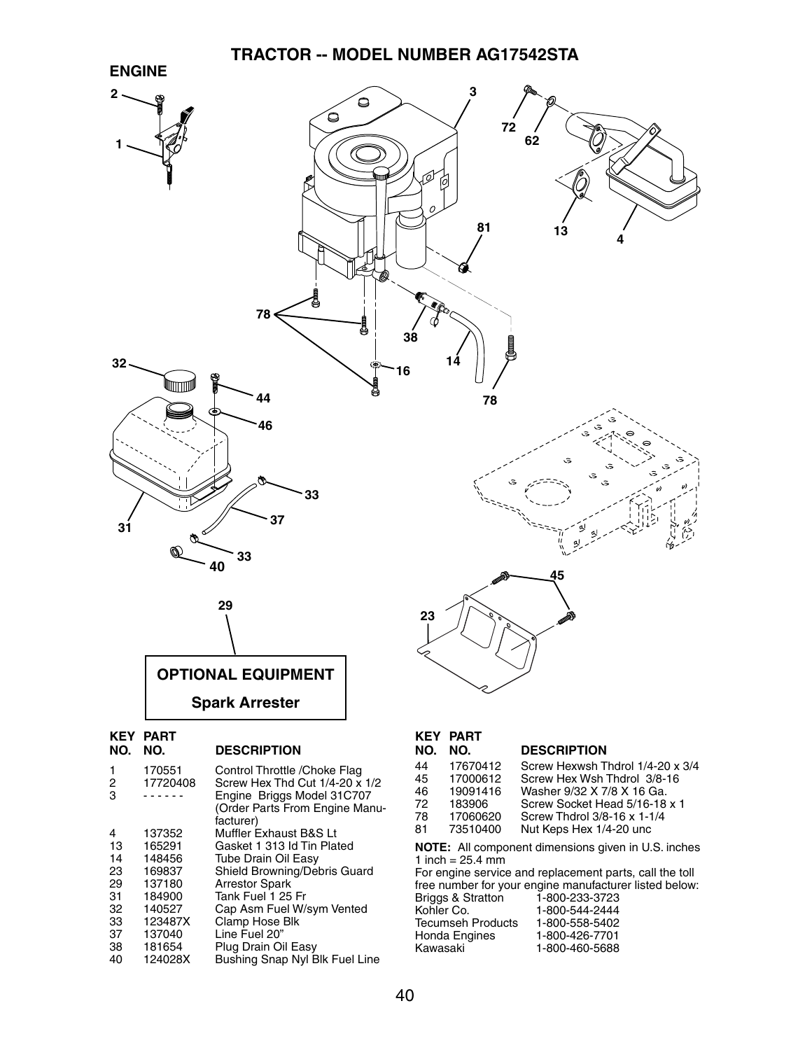# TRACTOR -- MODEL NUMBER AG17542STA

## ENGINE

**OPTIONAL EQUIPMENT**

**Spark Arrester**

| KEY NO. | PART NO. | DESCRIPTION |
|---|---|---|
| 1 | 170551 | Control Throttle /Choke Flag |
| 2 | 17720408 | Screw Hex Thd Cut 1/4-20 x 1/2 |
| 3 | - - - - - - | Engine Briggs Model 31C707 (Order Parts From Engine Manufacturer) |
| 4 | 137352 | Muffler Exhaust B&S Lt |
| 13 | 165291 | Gasket 1 313 Id Tin Plated |
| 14 | 148456 | Tube Drain Oil Easy |
| 23 | 169837 | Shield Browning/Debris Guard |
| 29 | 137180 | Arrestor Spark |
| 31 | 184900 | Tank Fuel 1 25 Fr |
| 32 | 140527 | Cap Asm Fuel W/sym Vented |
| 33 | 123487X | Clamp Hose Blk |
| 37 | 137040 | Line Fuel 20" |
| 38 | 181654 | Plug Drain Oil Easy |
| 40 | 124028X | Bushing Snap Nyl Blk Fuel Line |
| 44 | 17670412 | Screw Hexwsh Thdrol 1/4-20 x 3/4 |
| 45 | 17000612 | Screw Hex Wsh Thdrol 3/8-16 |
| 46 | 19091416 | Washer 9/32 X 7/8 X 16 Ga. |
| 72 | 183906 | Screw Socket Head 5/16-18 x 1 |
| 78 | 17060620 | Screw Thdrol 3/8-16 x 1-1/4 |
| 81 | 73510400 | Nut Keps Hex 1/4-20 unc |

**NOTE:** All component dimensions given in U.S. inches
1 inch = 25.4 mm

For engine service and replacement parts, call the toll free number for your engine manufacturer listed below:

| | |
|---|---|
| Briggs & Stratton | 1-800-233-3723 |
| Kohler Co. | 1-800-544-2444 |
| Tecumseh Products | 1-800-558-5402 |
| Honda Engines | 1-800-426-7701 |
| Kawasaki | 1-800-460-5688 |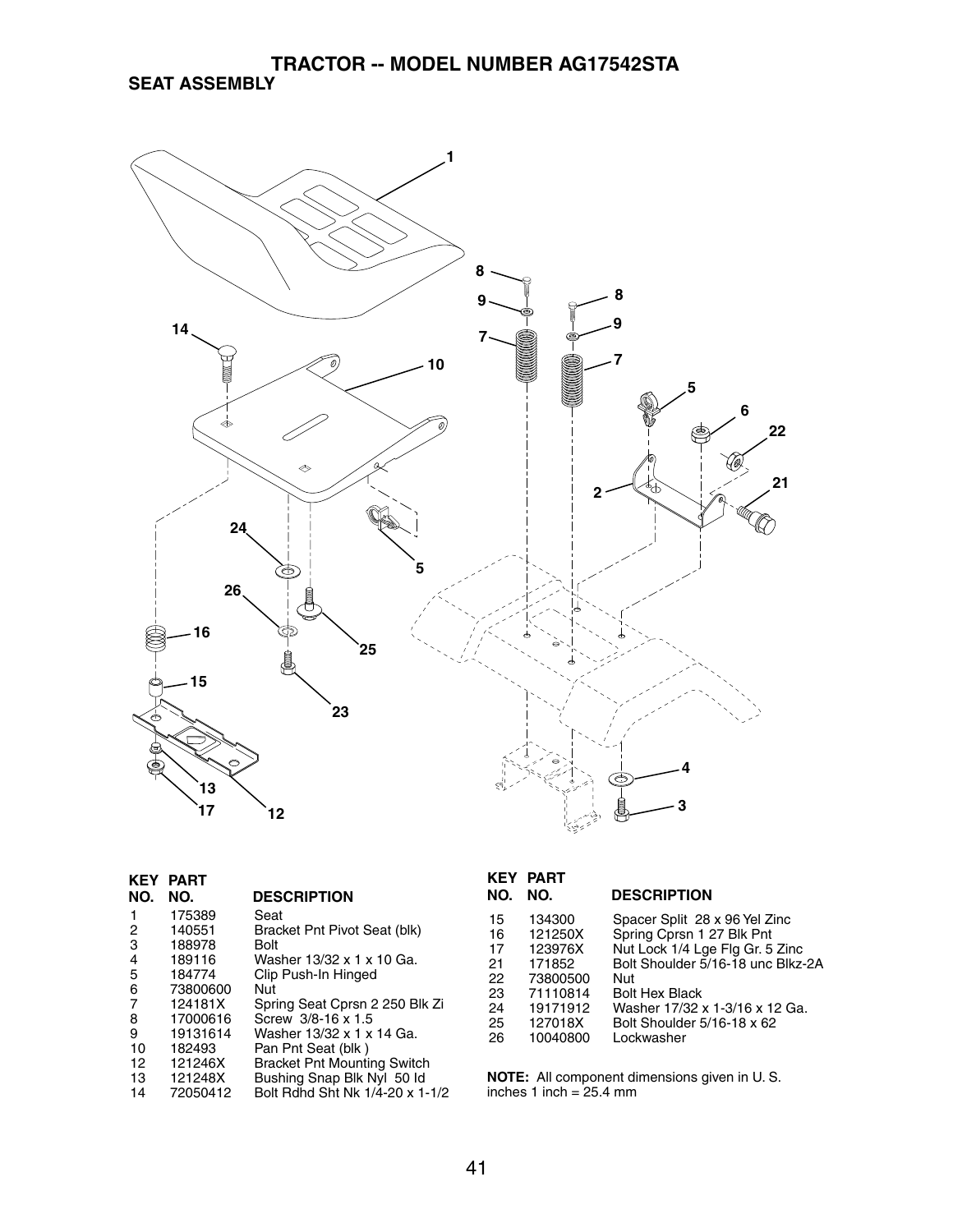# TRACTOR -- MODEL NUMBER AG17542STA

## SEAT ASSEMBLY

| KEY NO. | PART NO. | DESCRIPTION |
|---|---|---|
| 1 | 175389 | Seat |
| 2 | 140551 | Bracket Pnt Pivot Seat (blk) |
| 3 | 188978 | Bolt |
| 4 | 189116 | Washer 13/32 x 1 x 10 Ga. |
| 5 | 184774 | Clip Push-In Hinged |
| 6 | 73800600 | Nut |
| 7 | 124181X | Spring Seat Cprsn 2 250 Blk Zi |
| 8 | 17000616 | Screw 3/8-16 x 1.5 |
| 9 | 19131614 | Washer 13/32 x 1 x 14 Ga. |
| 10 | 182493 | Pan Pnt Seat (blk ) |
| 12 | 121246X | Bracket Pnt Mounting Switch |
| 13 | 121248X | Bushing Snap Blk Nyl 50 Id |
| 14 | 72050412 | Bolt Rdhd Sht Nk 1/4-20 x 1-1/2 |
| 15 | 134300 | Spacer Split 28 x 96 Yel Zinc |
| 16 | 121250X | Spring Cprsn 1 27 Blk Pnt |
| 17 | 123976X | Nut Lock 1/4 Lge Flg Gr. 5 Zinc |
| 21 | 171852 | Bolt Shoulder 5/16-18 unc Blkz-2A |
| 22 | 73800500 | Nut |
| 23 | 71110814 | Bolt Hex Black |
| 24 | 19171912 | Washer 17/32 x 1-3/16 x 12 Ga. |
| 25 | 127018X | Bolt Shoulder 5/16-18 x 62 |
| 26 | 10040800 | Lockwasher |

**NOTE:** All component dimensions given in U. S. inches 1 inch = 25.4 mm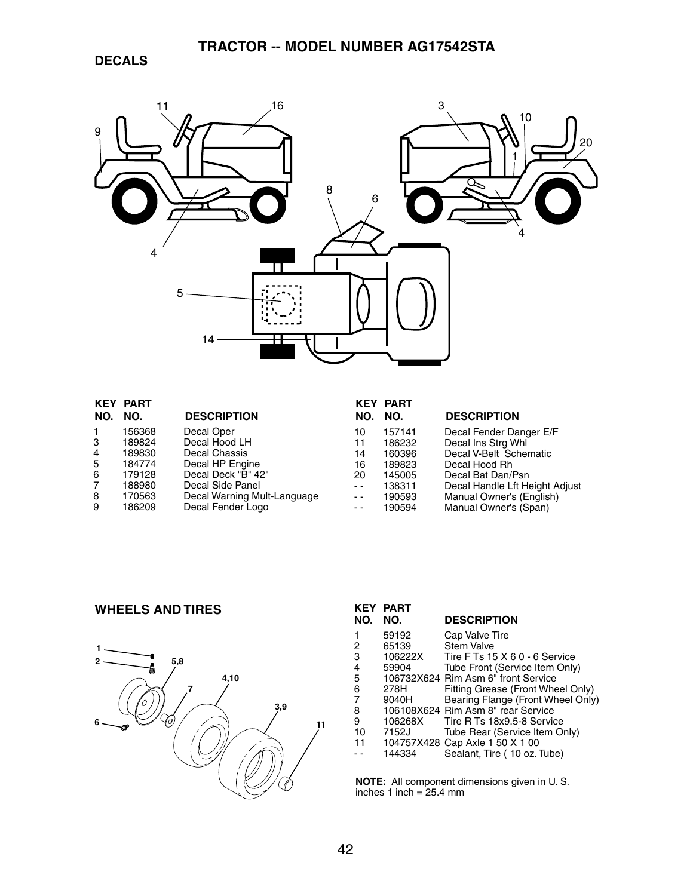# TRACTOR -- MODEL NUMBER AG17542STA

## DECALS

| KEY NO. | PART NO. | DESCRIPTION |
|---|---|---|
| 1 | 156368 | Decal Oper |
| 3 | 189824 | Decal Hood LH |
| 4 | 189830 | Decal Chassis |
| 5 | 184774 | Decal HP Engine |
| 6 | 179128 | Decal Deck "B" 42" |
| 7 | 188980 | Decal Side Panel |
| 8 | 170563 | Decal Warning Mult-Language |
| 9 | 186209 | Decal Fender Logo |
| 10 | 157141 | Decal Fender Danger E/F |
| 11 | 186232 | Decal Ins Strg Whl |
| 14 | 160396 | Decal V-Belt Schematic |
| 16 | 189823 | Decal Hood Rh |
| 20 | 145005 | Decal Bat Dan/Psn |
| - - | 138311 | Decal Handle Lft Height Adjust |
| - - | 190593 | Manual Owner's (English) |
| - - | 190594 | Manual Owner's (Span) |

## WHEELS AND TIRES

| KEY NO. | PART NO. | DESCRIPTION |
|---|---|---|
| 1 | 59192 | Cap Valve Tire |
| 2 | 65139 | Stem Valve |
| 3 | 106222X | Tire F Ts 15 X 6 0 - 6 Service |
| 4 | 59904 | Tube Front (Service Item Only) |
| 5 | 106732X624 | Rim Asm 6" front Service |
| 6 | 278H | Fitting Grease (Front Wheel Only) |
| 7 | 9040H | Bearing Flange (Front Wheel Only) |
| 8 | 106108X624 | Rim Asm 8" rear Service |
| 9 | 106268X | Tire R Ts 18x9.5-8 Service |
| 10 | 7152J | Tube Rear (Service Item Only) |
| 11 | 104757X428 | Cap Axle 1 50 X 1 00 |
| - - | 144334 | Sealant, Tire ( 10 oz. Tube) |

**NOTE:** All component dimensions given in U. S. inches 1 inch = 25.4 mm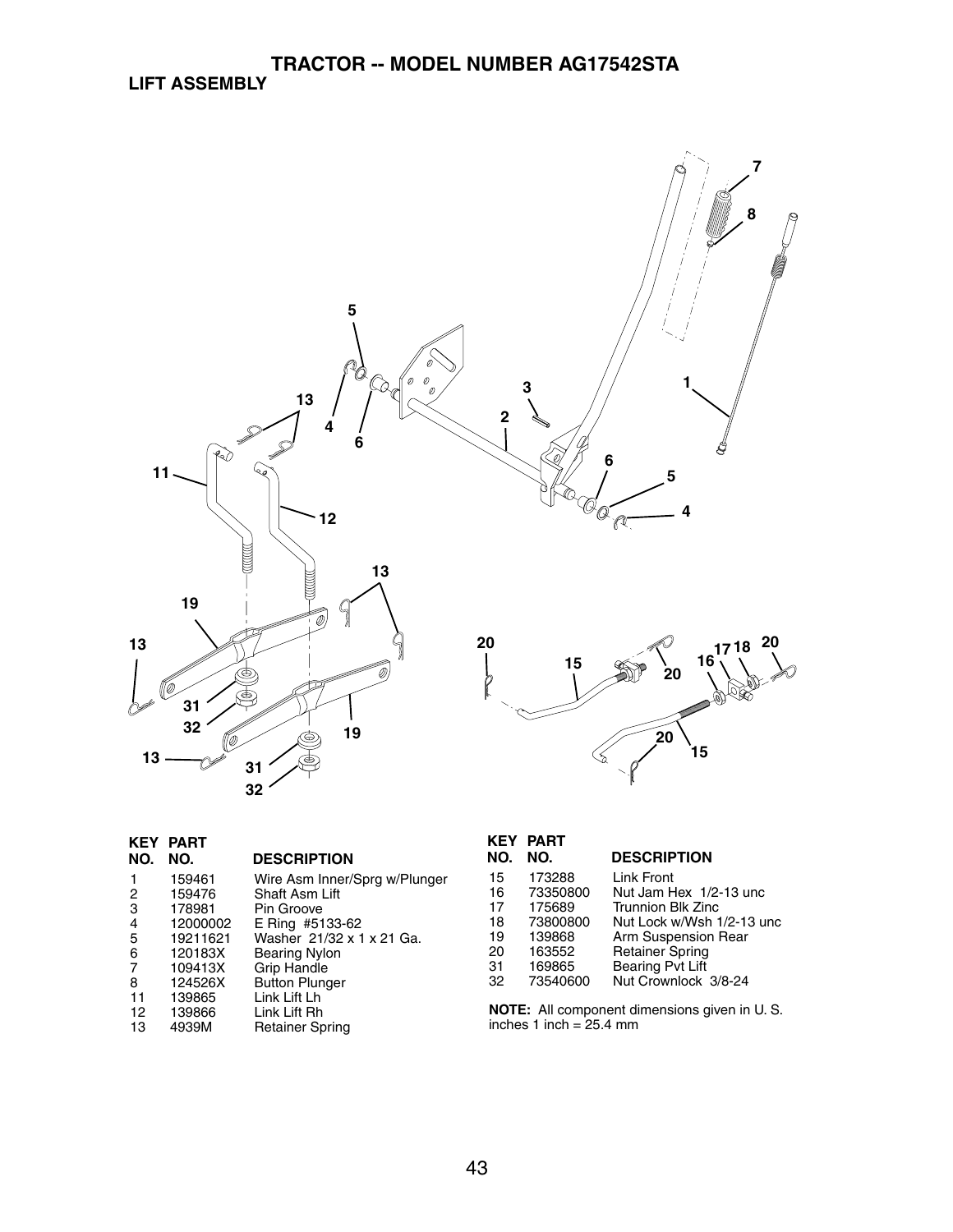# TRACTOR -- MODEL NUMBER AG17542STA

## LIFT ASSEMBLY

| KEY NO. | PART NO. | DESCRIPTION |
|---|---|---|
| 1 | 159461 | Wire Asm Inner/Sprg w/Plunger |
| 2 | 159476 | Shaft Asm Lift |
| 3 | 178981 | Pin Groove |
| 4 | 12000002 | E Ring #5133-62 |
| 5 | 19211621 | Washer 21/32 x 1 x 21 Ga. |
| 6 | 120183X | Bearing Nylon |
| 7 | 109413X | Grip Handle |
| 8 | 124526X | Button Plunger |
| 11 | 139865 | Link Lift Lh |
| 12 | 139866 | Link Lift Rh |
| 13 | 4939M | Retainer Spring |

| KEY NO. | PART NO. | DESCRIPTION |
|---|---|---|
| 15 | 173288 | Link Front |
| 16 | 73350800 | Nut Jam Hex 1/2-13 unc |
| 17 | 175689 | Trunnion Blk Zinc |
| 18 | 73800800 | Nut Lock w/Wsh 1/2-13 unc |
| 19 | 139868 | Arm Suspension Rear |
| 20 | 163552 | Retainer Spring |
| 31 | 169865 | Bearing Pvt Lift |
| 32 | 73540600 | Nut Crownlock 3/8-24 |

**NOTE:** All component dimensions given in U. S. inches 1 inch = 25.4 mm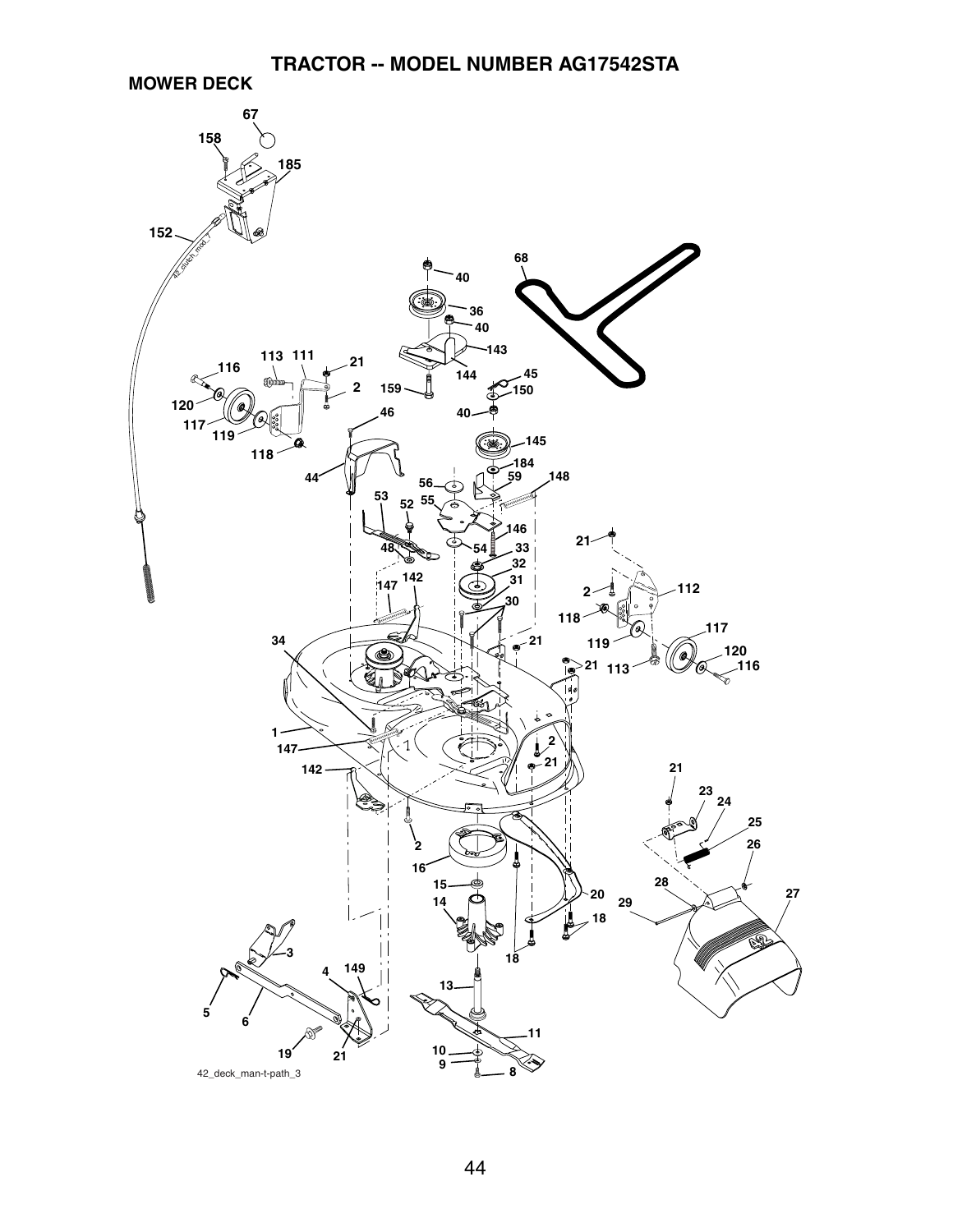# TRACTOR -- MODEL NUMBER AG17542STA

## MOWER DECK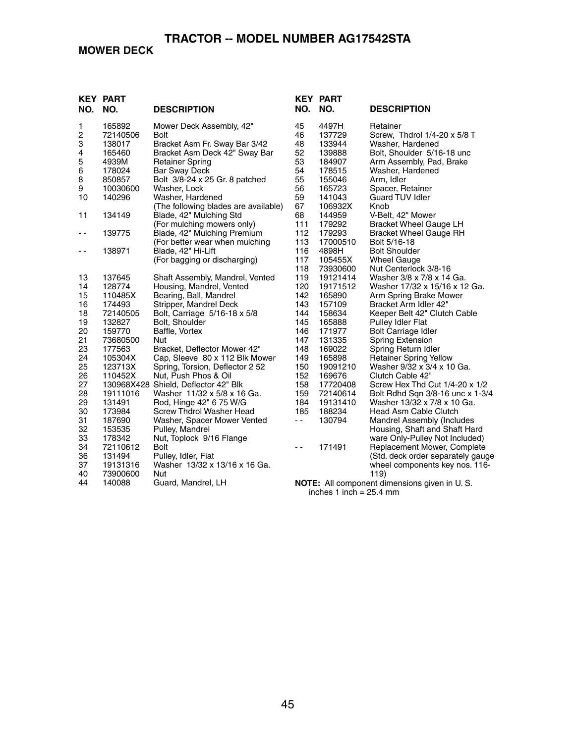# TRACTOR -- MODEL NUMBER AG17542STA

## MOWER DECK

| KEY NO. | PART NO. | DESCRIPTION |
|---|---|---|
| 1 | 165892 | Mower Deck Assembly, 42" |
| 2 | 72140506 | Bolt |
| 3 | 138017 | Bracket Asm Fr. Sway Bar 3/42 |
| 4 | 165460 | Bracket Asm Deck 42" Sway Bar |
| 5 | 4939M | Retainer Spring |
| 6 | 178024 | Bar Sway Deck |
| 8 | 850857 | Bolt 3/8-24 x 25 Gr. 8 patched |
| 9 | 10030600 | Washer, Lock |
| 10 | 140296 | Washer, Hardened |
| | | (The following blades are available) |
| 11 | 134149 | Blade, 42" Mulching Std (For mulching mowers only) |
| - - | 139775 | Blade, 42" Mulching Premium (For better wear when mulching |
| - - | 138971 | Blade, 42" Hi-Lift (For bagging or discharging) |
| 13 | 137645 | Shaft Assembly, Mandrel, Vented |
| 14 | 128774 | Housing, Mandrel, Vented |
| 15 | 110485X | Bearing, Ball, Mandrel |
| 16 | 174493 | Stripper, Mandrel Deck |
| 18 | 72140505 | Bolt, Carriage 5/16-18 x 5/8 |
| 19 | 132827 | Bolt, Shoulder |
| 20 | 159770 | Baffle, Vortex |
| 21 | 73680500 | Nut |
| 23 | 177563 | Bracket, Deflector Mower 42" |
| 24 | 105304X | Cap, Sleeve 80 x 112 Blk Mower |
| 25 | 123713X | Spring, Torsion, Deflector 2 52 |
| 26 | 110452X | Nut, Push Phos & Oil |
| 27 | 130968X428 | Shield, Deflector 42" Blk |
| 28 | 19111016 | Washer 11/32 x 5/8 x 16 Ga. |
| 29 | 131491 | Rod, Hinge 42" 6 75 W/G |
| 30 | 173984 | Screw Thdrol Washer Head |
| 31 | 187690 | Washer, Spacer Mower Vented |
| 32 | 153535 | Pulley, Mandrel |
| 33 | 178342 | Nut, Toplock 9/16 Flange |
| 34 | 72110612 | Bolt |
| 36 | 131494 | Pulley, Idler, Flat |
| 37 | 19131316 | Washer 13/32 x 13/16 x 16 Ga. |
| 40 | 73900600 | Nut |
| 44 | 140088 | Guard, Mandrel, LH |
| 45 | 4497H | Retainer |
| 46 | 137729 | Screw, Thdrol 1/4-20 x 5/8 T |
| 48 | 133944 | Washer, Hardened |
| 52 | 139888 | Bolt, Shoulder 5/16-18 unc |
| 53 | 184907 | Arm Assembly, Pad, Brake |
| 54 | 178515 | Washer, Hardened |
| 55 | 155046 | Arm, Idler |
| 56 | 165723 | Spacer, Retainer |
| 59 | 141043 | Guard TUV Idler |
| 67 | 106932X | Knob |
| 68 | 144959 | V-Belt, 42" Mower |
| 111 | 179292 | Bracket Wheel Gauge LH |
| 112 | 179293 | Bracket Wheel Gauge RH |
| 113 | 17000510 | Bolt 5/16-18 |
| 116 | 4898H | Bolt Shoulder |
| 117 | 105455X | Wheel Gauge |
| 118 | 73930600 | Nut Centerlock 3/8-16 |
| 119 | 19121414 | Washer 3/8 x 7/8 x 14 Ga. |
| 120 | 19171512 | Washer 17/32 x 15/16 x 12 Ga. |
| 142 | 165890 | Arm Spring Brake Mower |
| 143 | 157109 | Bracket Arm Idler 42" |
| 144 | 158634 | Keeper Belt 42" Clutch Cable |
| 145 | 165888 | Pulley Idler Flat |
| 146 | 171977 | Bolt Carriage Idler |
| 147 | 131335 | Spring Extension |
| 148 | 169022 | Spring Return Idler |
| 149 | 165898 | Retainer Spring Yellow |
| 150 | 19091210 | Washer 9/32 x 3/4 x 10 Ga. |
| 152 | 169676 | Clutch Cable 42" |
| 158 | 17720408 | Screw Hex Thd Cut 1/4-20 x 1/2 |
| 159 | 72140614 | Bolt Rdhd Sqn 3/8-16 unc x 1-3/4 |
| 184 | 19131410 | Washer 13/32 x 7/8 x 10 Ga. |
| 185 | 188234 | Head Asm Cable Clutch |
| - - | 130794 | Mandrel Assembly (Includes Housing, Shaft and Shaft Hard ware Only-Pulley Not Included) |
| - - | 171491 | Replacement Mower, Complete (Std. deck order separately gauge wheel components key nos. 116-119) |

**NOTE:** All component dimensions given in U. S. inches 1 inch = 25.4 mm